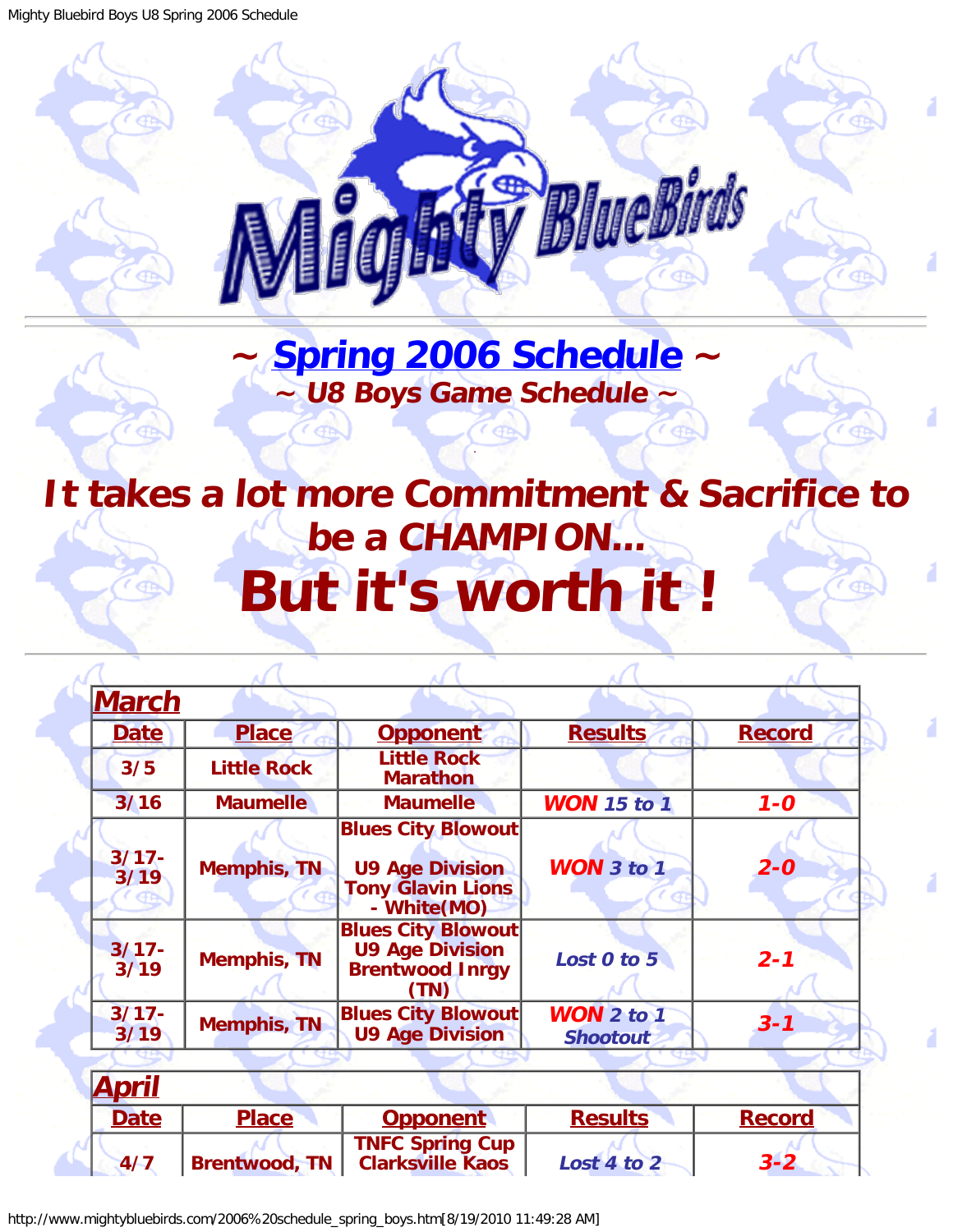# ~ Spring 2006 Schedule ~

## ~ U8 Boys Game Schedule ~

## It takes a lot more Commitment & Sacrifice to be a CHAMPION...

# But it's worth it !

| **March** | | | | |
|---|---|---|---|---|
| **Date** | **Place** | **Opponent** | **Results** | **Record** |
| 3/5 | Little Rock | Little Rock Marathon | | |
| 3/16 | Maumelle | Maumelle | WON 15 to 1 | 1-0 |
| 3/17-3/19 | Memphis, TN | Blues City Blowout U9 Age Division Tony Glavin Lions - White(MO) | WON 3 to 1 | 2-0 |
| 3/17-3/19 | Memphis, TN | Blues City Blowout U9 Age Division Brentwood Inrgy (TN) | Lost 0 to 5 | 2-1 |
| 3/17-3/19 | Memphis, TN | Blues City Blowout U9 Age Division | WON 2 to 1 Shootout | 3-1 |

| **April** | | | | |
|---|---|---|---|---|
| **Date** | **Place** | **Opponent** | **Results** | **Record** |
| 4/7 | Brentwood, TN | TNFC Spring Cup Clarksville Kaos | Lost 4 to 2 | 3-2 |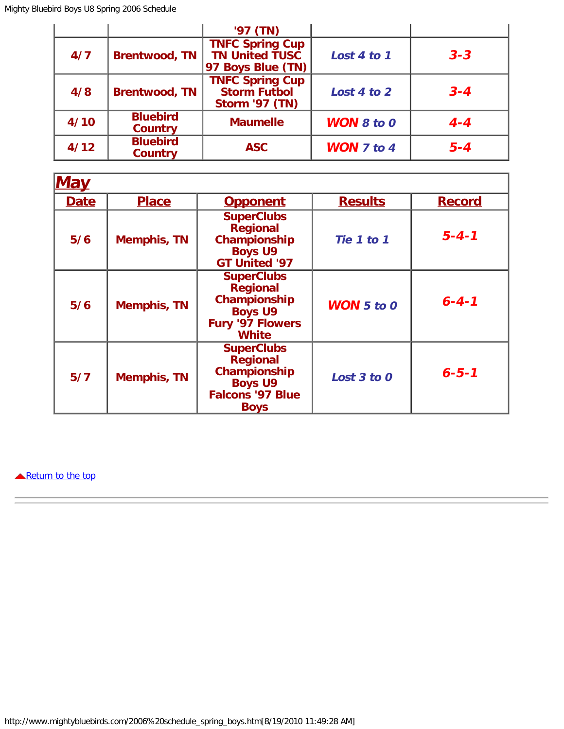| | | | | |
|---|---|---|---|---|
| | | '97 (TN) | | |
| 4/7 | Brentwood, TN | TNFC Spring Cup TN United TUSC 97 Boys Blue (TN) | *Lost 4 to 1* | *3-3* |
| 4/8 | Brentwood, TN | TNFC Spring Cup Storm Futbol Storm '97 (TN) | *Lost 4 to 2* | *3-4* |
| 4/10 | Bluebird Country | Maumelle | *WON 8 to 0* | *4-4* |
| 4/12 | Bluebird Country | ASC | *WON 7 to 4* | *5-4* |

## May

| Date | Place | Opponent | Results | Record |
|---|---|---|---|---|
| 5/6 | Memphis, TN | SuperClubs Regional Championship Boys U9 GT United '97 | *Tie 1 to 1* | *5-4-1* |
| 5/6 | Memphis, TN | SuperClubs Regional Championship Boys U9 Fury '97 Flowers White | *WON 5 to 0* | *6-4-1* |
| 5/7 | Memphis, TN | SuperClubs Regional Championship Boys U9 Falcons '97 Blue Boys | *Lost 3 to 0* | *6-5-1* |

Return to the top